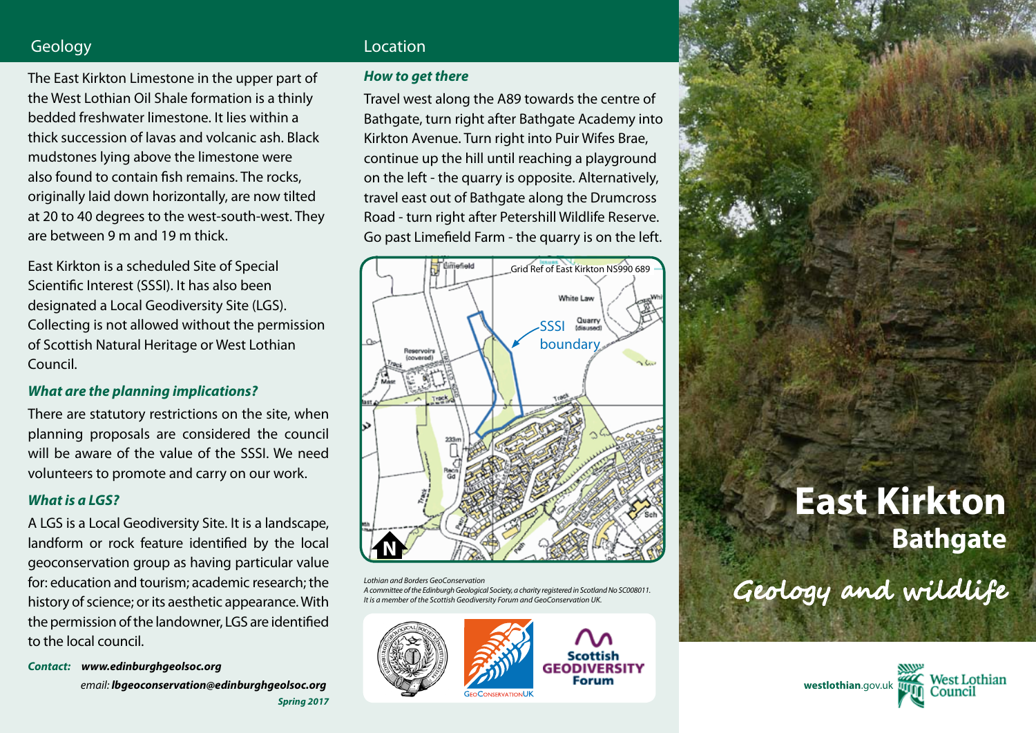## Geology

The East Kirkton Limestone in the upper part of the West Lothian Oil Shale formation is a thinly bedded freshwater limestone. It lies within a thick succession of lavas and volcanic ash. Black mudstones lying above the limestone were also found to contain fish remains. The rocks, originally laid down horizontally, are now tilted at 20 to 40 degrees to the west-south-west. They are between 9 m and 19 m thick.

East Kirkton is a scheduled Site of Special Scientific Interest (SSSI). It has also been designated a Local Geodiversity Site (LGS). Collecting is not allowed without the permission of Scottish Natural Heritage or West Lothian Council.

### *What are the planning implications?*

There are statutory restrictions on the site, when planning proposals are considered the council will be aware of the value of the SSSI. We need volunteers to promote and carry on our work.

### *What is a LGS?*

A LGS is a Local Geodiversity Site. It is a landscape, landform or rock feature identified by the local geoconservation group as having particular value for: education and tourism; academic research; the history of science; or its aesthetic appearance. With the permission of the landowner, LGS are identified to the local council.

***Contact:*** ***www.edinburghgeolsoc.org***

*email:* ***lbgeoconservation@edinburghgeolsoc.org***

***Spring 2017***

## Location

### *How to get there*

Travel west along the A89 towards the centre of Bathgate, turn right after Bathgate Academy into Kirkton Avenue. Turn right into Puir Wifes Brae, continue up the hill until reaching a playground on the left - the quarry is opposite. Alternatively, travel east out of Bathgate along the Drumcross Road - turn right after Petershill Wildlife Reserve. Go past Limefield Farm - the quarry is on the left.

Grid Ref of East Kirkton NS990 689

SSSI boundary

*Lothian and Borders GeoConservation*
*A committee of the Edinburgh Geological Society, a charity registered in Scotland No SC008011. It is a member of the Scottish Geodiversity Forum and GeoConservation UK.*

GeoConservationUK

Scottish GEODIVERSITY Forum

# East Kirkton
## Bathgate

## Geology and wildlife

**westlothian**.gov.uk

West Lothian Council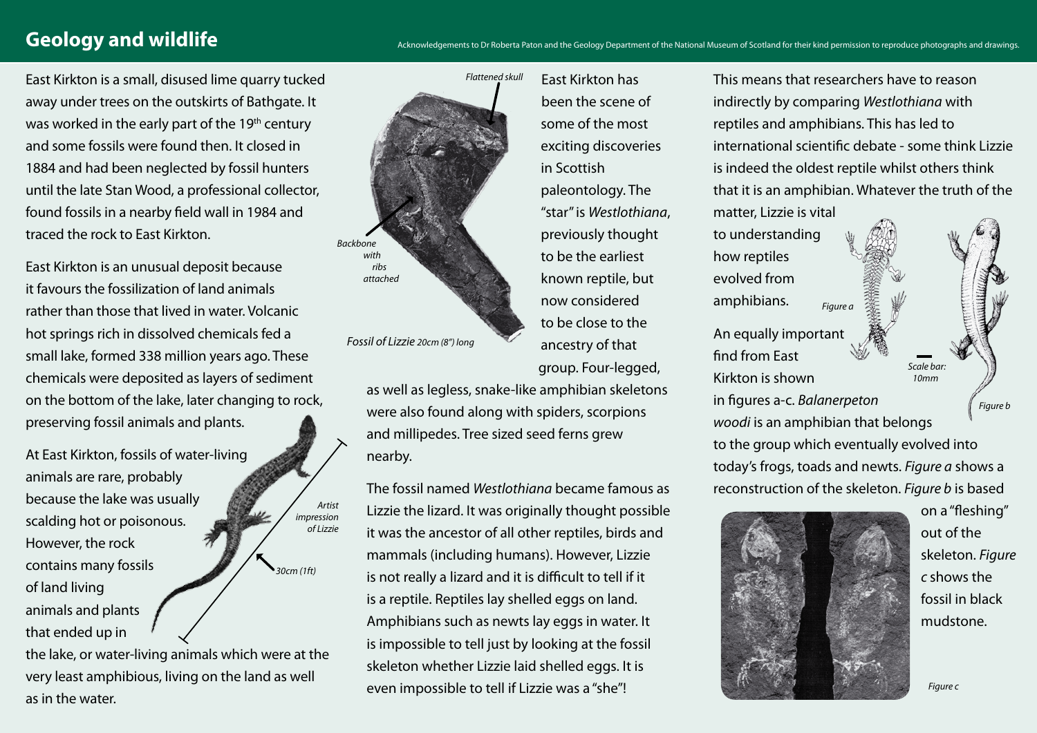## Geology and wildlife

Acknowledgements to Dr Roberta Paton and the Geology Department of the National Museum of Scotland for their kind permission to reproduce photographs and drawings.

East Kirkton is a small, disused lime quarry tucked away under trees on the outskirts of Bathgate. It was worked in the early part of the 19th century and some fossils were found then. It closed in 1884 and had been neglected by fossil hunters until the late Stan Wood, a professional collector, found fossils in a nearby field wall in 1984 and traced the rock to East Kirkton.

East Kirkton is an unusual deposit because it favours the fossilization of land animals rather than those that lived in water. Volcanic hot springs rich in dissolved chemicals fed a small lake, formed 338 million years ago. These chemicals were deposited as layers of sediment on the bottom of the lake, later changing to rock, preserving fossil animals and plants.

At East Kirkton, fossils of water-living animals are rare, probably because the lake was usually scalding hot or poisonous. However, the rock contains many fossils of land living animals and plants that ended up in the lake, or water-living animals which were at the very least amphibious, living on the land as well as in the water.

Artist impression of Lizzie

30cm (1ft)

Flattened skull

Backbone with ribs attached

*Fossil of Lizzie* *20cm (8") long*

East Kirkton has been the scene of some of the most exciting discoveries in Scottish paleontology. The "star" is *Westlothiana*, previously thought to be the earliest known reptile, but now considered to be close to the ancestry of that group. Four-legged, as well as legless, snake-like amphibian skeletons were also found along with spiders, scorpions and millipedes. Tree sized seed ferns grew nearby.

The fossil named *Westlothiana* became famous as Lizzie the lizard. It was originally thought possible it was the ancestor of all other reptiles, birds and mammals (including humans). However, Lizzie is not really a lizard and it is difficult to tell if it is a reptile. Reptiles lay shelled eggs on land. Amphibians such as newts lay eggs in water. It is impossible to tell just by looking at the fossil skeleton whether Lizzie laid shelled eggs. It is even impossible to tell if Lizzie was a "she"!

This means that researchers have to reason indirectly by comparing *Westlothiana* with reptiles and amphibians. This has led to international scientific debate - some think Lizzie is indeed the oldest reptile whilst others think that it is an amphibian. Whatever the truth of the matter, Lizzie is vital to understanding how reptiles evolved from amphibians.

An equally important find from East Kirkton is shown in figures a-c. *Balanerpeton woodi* is an amphibian that belongs to the group which eventually evolved into today's frogs, toads and newts. *Figure a* shows a reconstruction of the skeleton. *Figure b* is based on a "fleshing" out of the skeleton. *Figure c* shows the fossil in black mudstone.

*Figure a*

Scale bar: 10mm

*Figure b*

*Figure c*